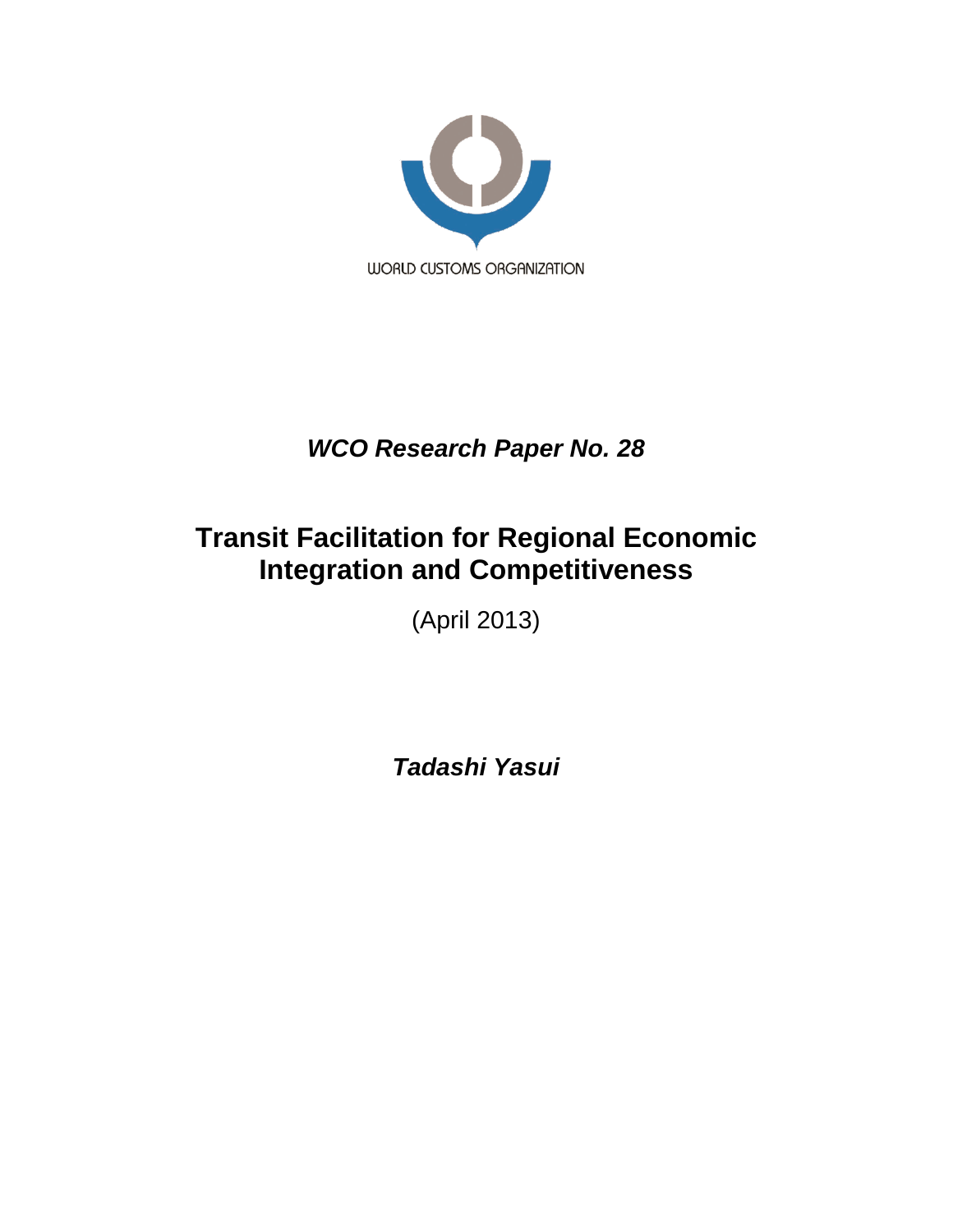WORLD CUSTOMS ORGANIZATION

*WCO Research Paper No. 28*

# Transit Facilitation for Regional Economic Integration and Competitiveness

(April 2013)

***Tadashi Yasui***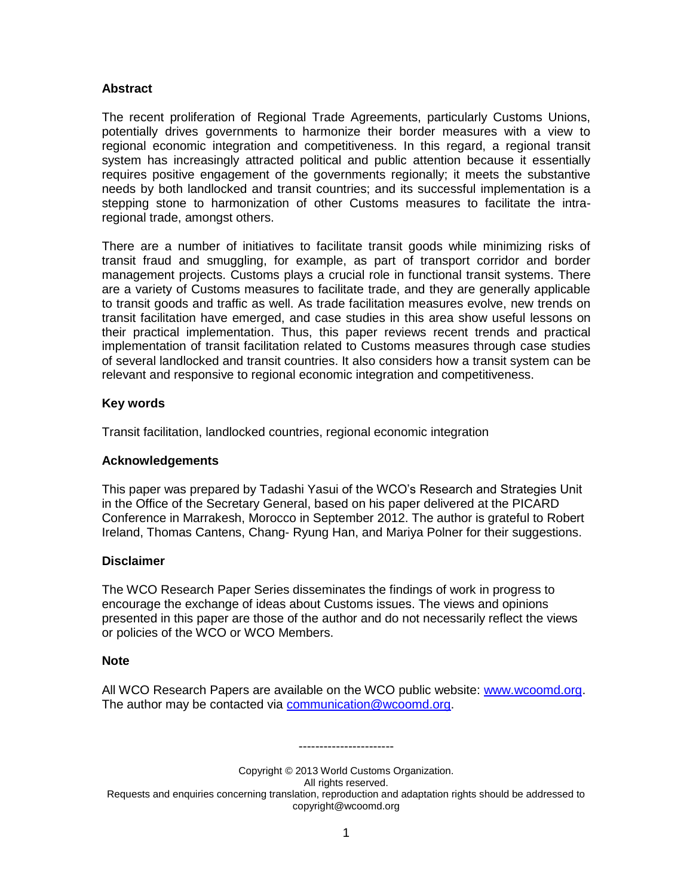### Abstract

The recent proliferation of Regional Trade Agreements, particularly Customs Unions, potentially drives governments to harmonize their border measures with a view to regional economic integration and competitiveness. In this regard, a regional transit system has increasingly attracted political and public attention because it essentially requires positive engagement of the governments regionally; it meets the substantive needs by both landlocked and transit countries; and its successful implementation is a stepping stone to harmonization of other Customs measures to facilitate the intra-regional trade, amongst others.

There are a number of initiatives to facilitate transit goods while minimizing risks of transit fraud and smuggling, for example, as part of transport corridor and border management projects. Customs plays a crucial role in functional transit systems. There are a variety of Customs measures to facilitate trade, and they are generally applicable to transit goods and traffic as well. As trade facilitation measures evolve, new trends on transit facilitation have emerged, and case studies in this area show useful lessons on their practical implementation. Thus, this paper reviews recent trends and practical implementation of transit facilitation related to Customs measures through case studies of several landlocked and transit countries. It also considers how a transit system can be relevant and responsive to regional economic integration and competitiveness.

### Key words

Transit facilitation, landlocked countries, regional economic integration

### Acknowledgements

This paper was prepared by Tadashi Yasui of the WCO's Research and Strategies Unit in the Office of the Secretary General, based on his paper delivered at the PICARD Conference in Marrakesh, Morocco in September 2012. The author is grateful to Robert Ireland, Thomas Cantens, Chang- Ryung Han, and Mariya Polner for their suggestions.

### Disclaimer

The WCO Research Paper Series disseminates the findings of work in progress to encourage the exchange of ideas about Customs issues. The views and opinions presented in this paper are those of the author and do not necessarily reflect the views or policies of the WCO or WCO Members.

### Note

All WCO Research Papers are available on the WCO public website: [www.wcoomd.org](http://www.wcoomd.org). The author may be contacted via [communication@wcoomd.org](mailto:communication@wcoomd.org).

-----------------------

Copyright © 2013 World Customs Organization.
All rights reserved.
Requests and enquiries concerning translation, reproduction and adaptation rights should be addressed to copyright@wcoomd.org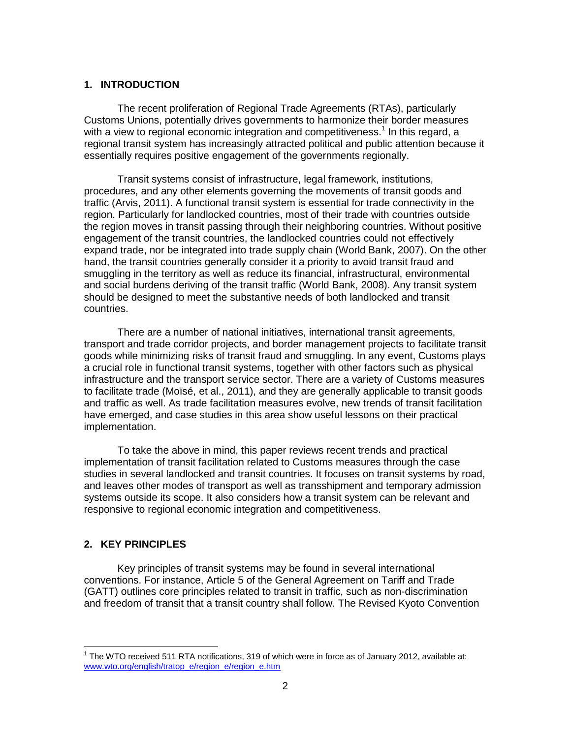## 1. INTRODUCTION

The recent proliferation of Regional Trade Agreements (RTAs), particularly Customs Unions, potentially drives governments to harmonize their border measures with a view to regional economic integration and competitiveness.[1] In this regard, a regional transit system has increasingly attracted political and public attention because it essentially requires positive engagement of the governments regionally.

Transit systems consist of infrastructure, legal framework, institutions, procedures, and any other elements governing the movements of transit goods and traffic (Arvis, 2011). A functional transit system is essential for trade connectivity in the region. Particularly for landlocked countries, most of their trade with countries outside the region moves in transit passing through their neighboring countries. Without positive engagement of the transit countries, the landlocked countries could not effectively expand trade, nor be integrated into trade supply chain (World Bank, 2007). On the other hand, the transit countries generally consider it a priority to avoid transit fraud and smuggling in the territory as well as reduce its financial, infrastructural, environmental and social burdens deriving of the transit traffic (World Bank, 2008). Any transit system should be designed to meet the substantive needs of both landlocked and transit countries.

There are a number of national initiatives, international transit agreements, transport and trade corridor projects, and border management projects to facilitate transit goods while minimizing risks of transit fraud and smuggling. In any event, Customs plays a crucial role in functional transit systems, together with other factors such as physical infrastructure and the transport service sector. There are a variety of Customs measures to facilitate trade (Moïsé, et al., 2011), and they are generally applicable to transit goods and traffic as well. As trade facilitation measures evolve, new trends of transit facilitation have emerged, and case studies in this area show useful lessons on their practical implementation.

To take the above in mind, this paper reviews recent trends and practical implementation of transit facilitation related to Customs measures through the case studies in several landlocked and transit countries. It focuses on transit systems by road, and leaves other modes of transport as well as transshipment and temporary admission systems outside its scope. It also considers how a transit system can be relevant and responsive to regional economic integration and competitiveness.

## 2. KEY PRINCIPLES

Key principles of transit systems may be found in several international conventions. For instance, Article 5 of the General Agreement on Tariff and Trade (GATT) outlines core principles related to transit in traffic, such as non-discrimination and freedom of transit that a transit country shall follow. The Revised Kyoto Convention

---

[1] The WTO received 511 RTA notifications, 319 of which were in force as of January 2012, available at: www.wto.org/english/tratop_e/region_e/region_e.htm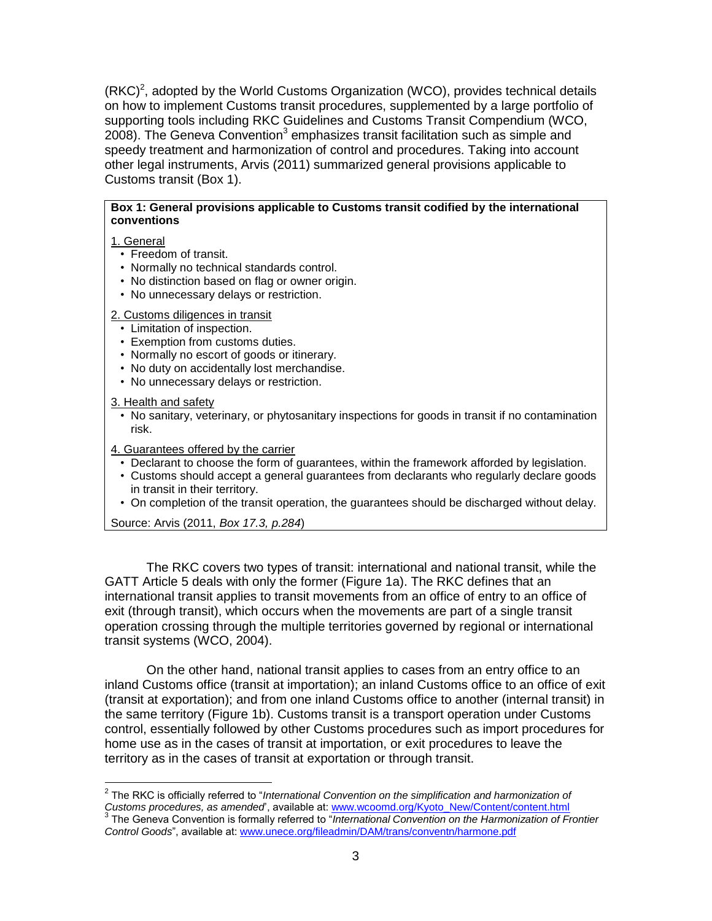(RKC)[2], adopted by the World Customs Organization (WCO), provides technical details on how to implement Customs transit procedures, supplemented by a large portfolio of supporting tools including RKC Guidelines and Customs Transit Compendium (WCO, 2008). The Geneva Convention[3] emphasizes transit facilitation such as simple and speedy treatment and harmonization of control and procedures. Taking into account other legal instruments, Arvis (2011) summarized general provisions applicable to Customs transit (Box 1).

**Box 1: General provisions applicable to Customs transit codified by the international conventions**

1. General
- Freedom of transit.
- Normally no technical standards control.
- No distinction based on flag or owner origin.
- No unnecessary delays or restriction.

2. Customs diligences in transit
- Limitation of inspection.
- Exemption from customs duties.
- Normally no escort of goods or itinerary.
- No duty on accidentally lost merchandise.
- No unnecessary delays or restriction.

3. Health and safety
- No sanitary, veterinary, or phytosanitary inspections for goods in transit if no contamination risk.

4. Guarantees offered by the carrier
- Declarant to choose the form of guarantees, within the framework afforded by legislation.
- Customs should accept a general guarantees from declarants who regularly declare goods in transit in their territory.
- On completion of the transit operation, the guarantees should be discharged without delay.

Source: Arvis (2011, *Box 17.3, p.284*)

The RKC covers two types of transit: international and national transit, while the GATT Article 5 deals with only the former (Figure 1a). The RKC defines that an international transit applies to transit movements from an office of entry to an office of exit (through transit), which occurs when the movements are part of a single transit operation crossing through the multiple territories governed by regional or international transit systems (WCO, 2004).

On the other hand, national transit applies to cases from an entry office to an inland Customs office (transit at importation); an inland Customs office to an office of exit (transit at exportation); and from one inland Customs office to another (internal transit) in the same territory (Figure 1b). Customs transit is a transport operation under Customs control, essentially followed by other Customs procedures such as import procedures for home use as in the cases of transit at importation, or exit procedures to leave the territory as in the cases of transit at exportation or through transit.

[2] The RKC is officially referred to "*International Convention on the simplification and harmonization of Customs procedures, as amended*', available at: www.wcoomd.org/Kyoto_New/Content/content.html

[3] The Geneva Convention is formally referred to "*International Convention on the Harmonization of Frontier Control Goods*", available at: www.unece.org/fileadmin/DAM/trans/conventn/harmone.pdf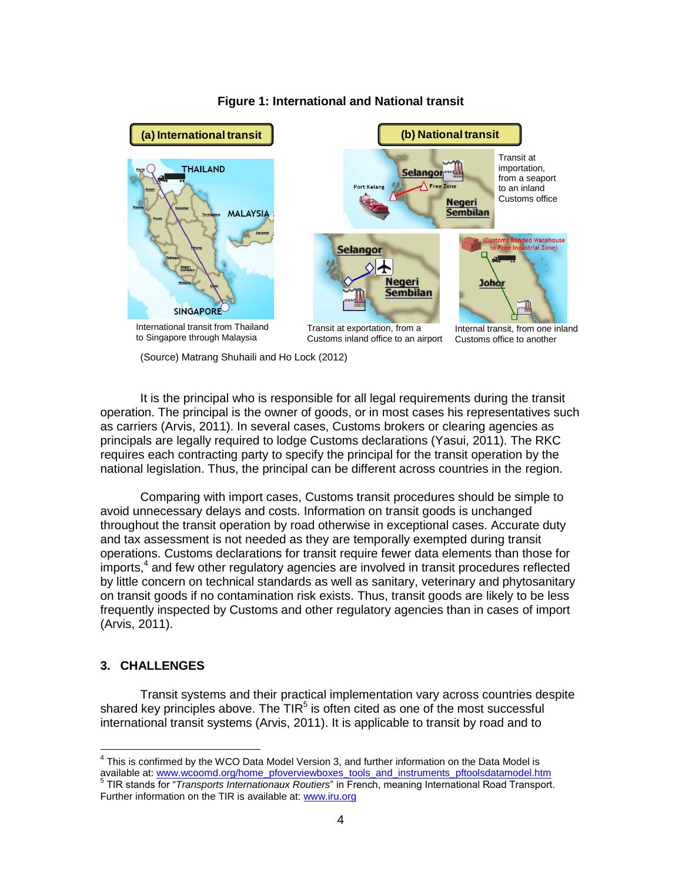**Figure 1: International and National transit**

**(a) International transit**

International transit from Thailand to Singapore through Malaysia

**(b) National transit**

Transit at importation, from a seaport to an inland Customs office

Transit at exportation, from a Customs inland office to an airport

Internal transit, from one inland Customs office to another

(Source) Matrang Shuhaili and Ho Lock (2012)

It is the principal who is responsible for all legal requirements during the transit operation. The principal is the owner of goods, or in most cases his representatives such as carriers (Arvis, 2011). In several cases, Customs brokers or clearing agencies as principals are legally required to lodge Customs declarations (Yasui, 2011). The RKC requires each contracting party to specify the principal for the transit operation by the national legislation. Thus, the principal can be different across countries in the region.

Comparing with import cases, Customs transit procedures should be simple to avoid unnecessary delays and costs. Information on transit goods is unchanged throughout the transit operation by road otherwise in exceptional cases. Accurate duty and tax assessment is not needed as they are temporally exempted during transit operations. Customs declarations for transit require fewer data elements than those for imports,[4] and few other regulatory agencies are involved in transit procedures reflected by little concern on technical standards as well as sanitary, veterinary and phytosanitary on transit goods if no contamination risk exists. Thus, transit goods are likely to be less frequently inspected by Customs and other regulatory agencies than in cases of import (Arvis, 2011).

## 3. CHALLENGES

Transit systems and their practical implementation vary across countries despite shared key principles above. The TIR[5] is often cited as one of the most successful international transit systems (Arvis, 2011). It is applicable to transit by road and to

---

[4] This is confirmed by the WCO Data Model Version 3, and further information on the Data Model is available at: www.wcoomd.org/home_pfoverviewboxes_tools_and_instruments_pftoolsdatamodel.htm

[5] TIR stands for "*Transports Internationaux Routiers*" in French, meaning International Road Transport. Further information on the TIR is available at: www.iru.org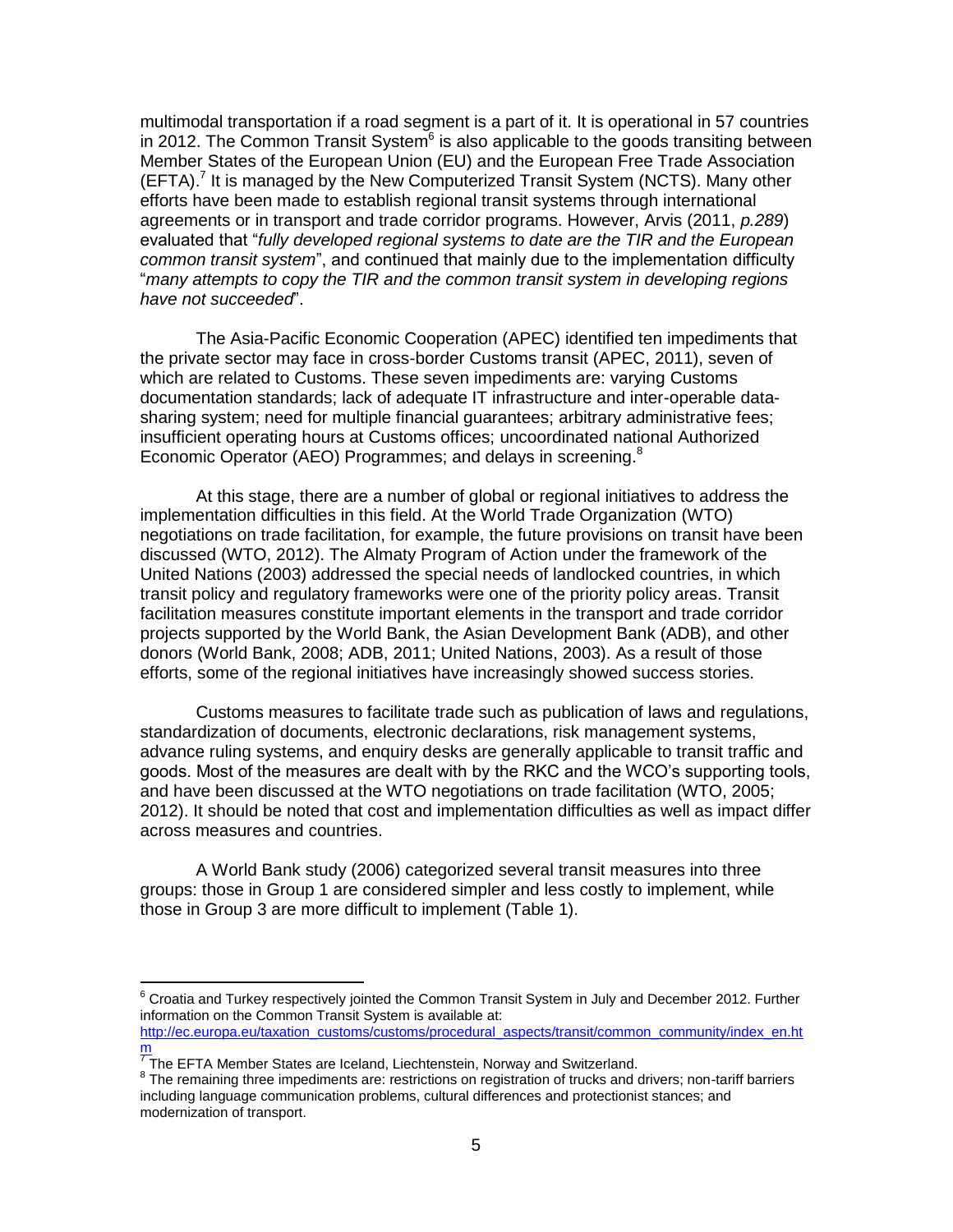multimodal transportation if a road segment is a part of it. It is operational in 57 countries in 2012. The Common Transit System[6] is also applicable to the goods transiting between Member States of the European Union (EU) and the European Free Trade Association (EFTA).[7] It is managed by the New Computerized Transit System (NCTS). Many other efforts have been made to establish regional transit systems through international agreements or in transport and trade corridor programs. However, Arvis (2011, *p.289*) evaluated that "*fully developed regional systems to date are the TIR and the European common transit system*", and continued that mainly due to the implementation difficulty "*many attempts to copy the TIR and the common transit system in developing regions have not succeeded*".

The Asia-Pacific Economic Cooperation (APEC) identified ten impediments that the private sector may face in cross-border Customs transit (APEC, 2011), seven of which are related to Customs. These seven impediments are: varying Customs documentation standards; lack of adequate IT infrastructure and inter-operable data-sharing system; need for multiple financial guarantees; arbitrary administrative fees; insufficient operating hours at Customs offices; uncoordinated national Authorized Economic Operator (AEO) Programmes; and delays in screening.[8]

At this stage, there are a number of global or regional initiatives to address the implementation difficulties in this field. At the World Trade Organization (WTO) negotiations on trade facilitation, for example, the future provisions on transit have been discussed (WTO, 2012). The Almaty Program of Action under the framework of the United Nations (2003) addressed the special needs of landlocked countries, in which transit policy and regulatory frameworks were one of the priority policy areas. Transit facilitation measures constitute important elements in the transport and trade corridor projects supported by the World Bank, the Asian Development Bank (ADB), and other donors (World Bank, 2008; ADB, 2011; United Nations, 2003). As a result of those efforts, some of the regional initiatives have increasingly showed success stories.

Customs measures to facilitate trade such as publication of laws and regulations, standardization of documents, electronic declarations, risk management systems, advance ruling systems, and enquiry desks are generally applicable to transit traffic and goods. Most of the measures are dealt with by the RKC and the WCO's supporting tools, and have been discussed at the WTO negotiations on trade facilitation (WTO, 2005; 2012). It should be noted that cost and implementation difficulties as well as impact differ across measures and countries.

A World Bank study (2006) categorized several transit measures into three groups: those in Group 1 are considered simpler and less costly to implement, while those in Group 3 are more difficult to implement (Table 1).

---

[6] Croatia and Turkey respectively jointed the Common Transit System in July and December 2012. Further information on the Common Transit System is available at: http://ec.europa.eu/taxation_customs/customs/procedural_aspects/transit/common_community/index_en.htm

[7] The EFTA Member States are Iceland, Liechtenstein, Norway and Switzerland.

[8] The remaining three impediments are: restrictions on registration of trucks and drivers; non-tariff barriers including language communication problems, cultural differences and protectionist stances; and modernization of transport.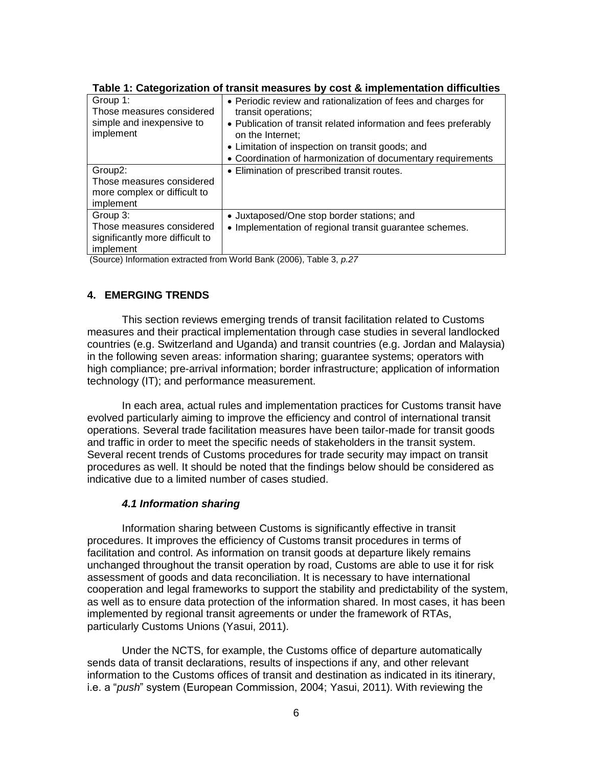**Table 1: Categorization of transit measures by cost & implementation difficulties**

| Group | Measures |
|---|---|
| Group 1: Those measures considered simple and inexpensive to implement | • Periodic review and rationalization of fees and charges for transit operations;<br>• Publication of transit related information and fees preferably on the Internet;<br>• Limitation of inspection on transit goods; and<br>• Coordination of harmonization of documentary requirements |
| Group2: Those measures considered more complex or difficult to implement | • Elimination of prescribed transit routes. |
| Group 3: Those measures considered significantly more difficult to implement | • Juxtaposed/One stop border stations; and<br>• Implementation of regional transit guarantee schemes. |

(Source) Information extracted from World Bank (2006), Table 3, *p.27*

## 4. EMERGING TRENDS

This section reviews emerging trends of transit facilitation related to Customs measures and their practical implementation through case studies in several landlocked countries (e.g. Switzerland and Uganda) and transit countries (e.g. Jordan and Malaysia) in the following seven areas: information sharing; guarantee systems; operators with high compliance; pre-arrival information; border infrastructure; application of information technology (IT); and performance measurement.

In each area, actual rules and implementation practices for Customs transit have evolved particularly aiming to improve the efficiency and control of international transit operations. Several trade facilitation measures have been tailor-made for transit goods and traffic in order to meet the specific needs of stakeholders in the transit system. Several recent trends of Customs procedures for trade security may impact on transit procedures as well. It should be noted that the findings below should be considered as indicative due to a limited number of cases studied.

### *4.1 Information sharing*

Information sharing between Customs is significantly effective in transit procedures. It improves the efficiency of Customs transit procedures in terms of facilitation and control. As information on transit goods at departure likely remains unchanged throughout the transit operation by road, Customs are able to use it for risk assessment of goods and data reconciliation. It is necessary to have international cooperation and legal frameworks to support the stability and predictability of the system, as well as to ensure data protection of the information shared. In most cases, it has been implemented by regional transit agreements or under the framework of RTAs, particularly Customs Unions (Yasui, 2011).

Under the NCTS, for example, the Customs office of departure automatically sends data of transit declarations, results of inspections if any, and other relevant information to the Customs offices of transit and destination as indicated in its itinerary, i.e. a "*push*" system (European Commission, 2004; Yasui, 2011). With reviewing the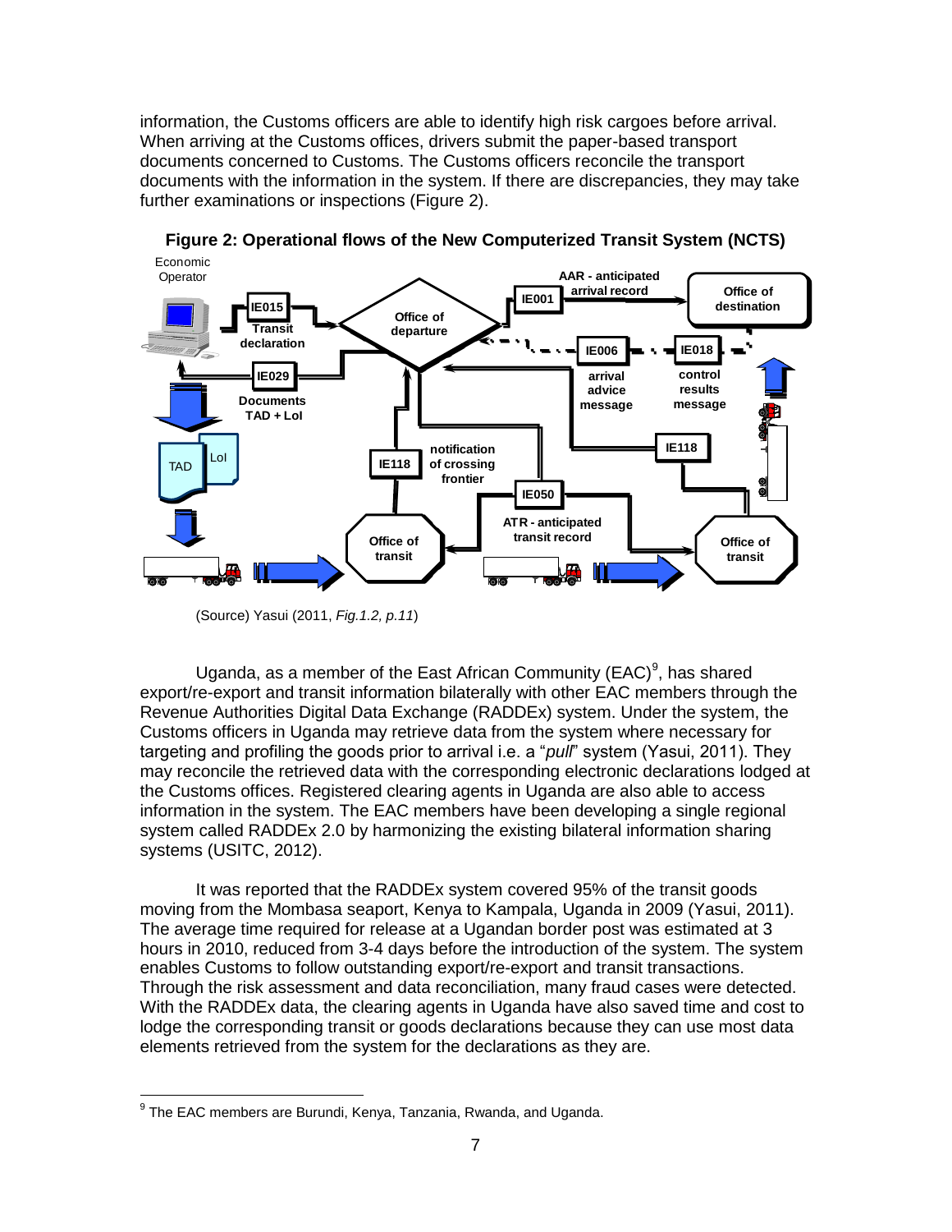information, the Customs officers are able to identify high risk cargoes before arrival. When arriving at the Customs offices, drivers submit the paper-based transport documents concerned to Customs. The Customs officers reconcile the transport documents with the information in the system. If there are discrepancies, they may take further examinations or inspections (Figure 2).

**Figure 2: Operational flows of the New Computerized Transit System (NCTS)**

(Source) Yasui (2011, *Fig.1.2, p.11*)

Uganda, as a member of the East African Community (EAC)[9], has shared export/re-export and transit information bilaterally with other EAC members through the Revenue Authorities Digital Data Exchange (RADDEx) system. Under the system, the Customs officers in Uganda may retrieve data from the system where necessary for targeting and profiling the goods prior to arrival i.e. a "*pull*" system (Yasui, 2011). They may reconcile the retrieved data with the corresponding electronic declarations lodged at the Customs offices. Registered clearing agents in Uganda are also able to access information in the system. The EAC members have been developing a single regional system called RADDEx 2.0 by harmonizing the existing bilateral information sharing systems (USITC, 2012).

It was reported that the RADDEx system covered 95% of the transit goods moving from the Mombasa seaport, Kenya to Kampala, Uganda in 2009 (Yasui, 2011). The average time required for release at a Ugandan border post was estimated at 3 hours in 2010, reduced from 3-4 days before the introduction of the system. The system enables Customs to follow outstanding export/re-export and transit transactions. Through the risk assessment and data reconciliation, many fraud cases were detected. With the RADDEx data, the clearing agents in Uganda have also saved time and cost to lodge the corresponding transit or goods declarations because they can use most data elements retrieved from the system for the declarations as they are.

[9] The EAC members are Burundi, Kenya, Tanzania, Rwanda, and Uganda.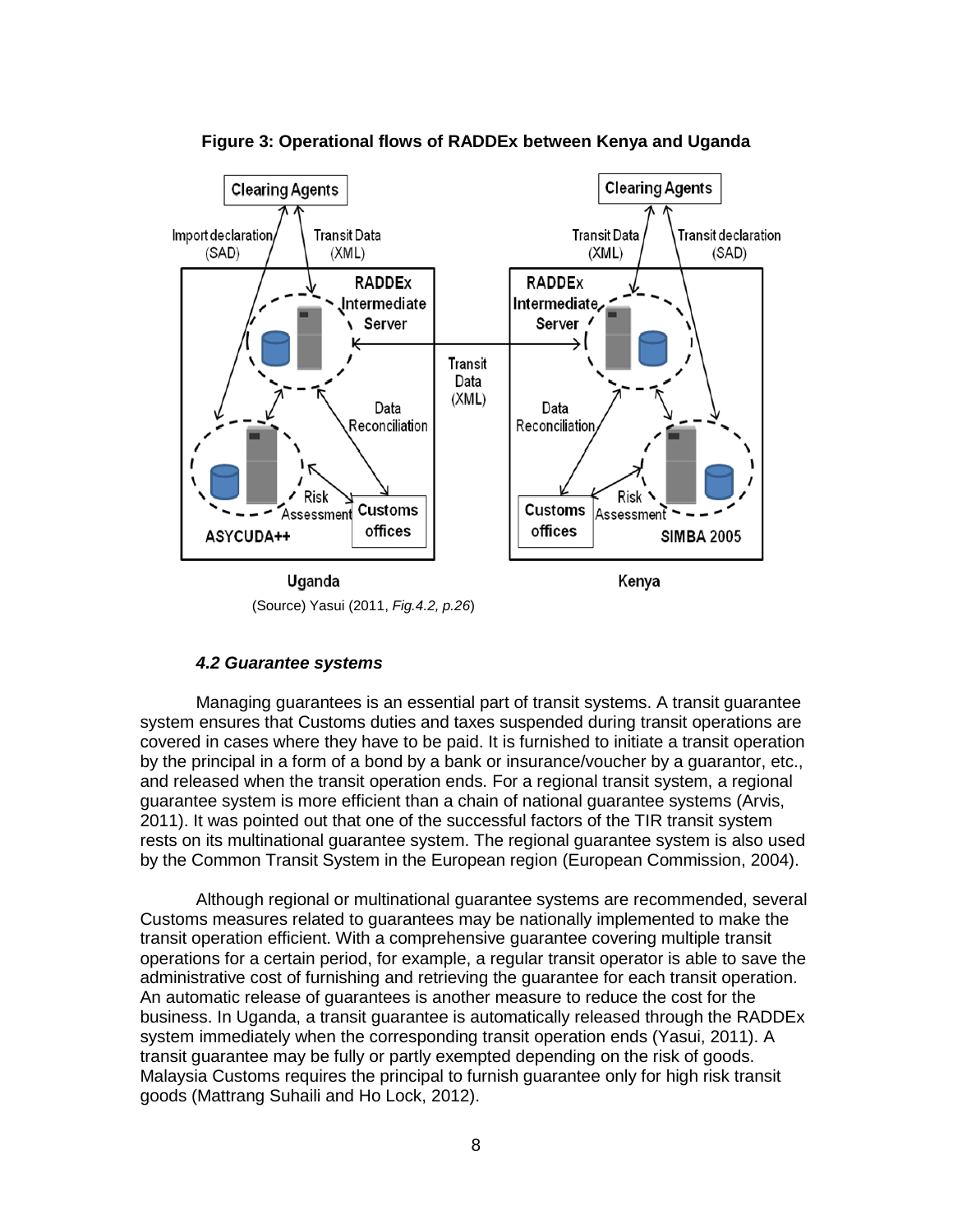**Figure 3: Operational flows of RADDEx between Kenya and Uganda**

(Source) Yasui (2011, *Fig.4.2, p.26*)

### *4.2 Guarantee systems*

Managing guarantees is an essential part of transit systems. A transit guarantee system ensures that Customs duties and taxes suspended during transit operations are covered in cases where they have to be paid. It is furnished to initiate a transit operation by the principal in a form of a bond by a bank or insurance/voucher by a guarantor, etc., and released when the transit operation ends. For a regional transit system, a regional guarantee system is more efficient than a chain of national guarantee systems (Arvis, 2011). It was pointed out that one of the successful factors of the TIR transit system rests on its multinational guarantee system. The regional guarantee system is also used by the Common Transit System in the European region (European Commission, 2004).

Although regional or multinational guarantee systems are recommended, several Customs measures related to guarantees may be nationally implemented to make the transit operation efficient. With a comprehensive guarantee covering multiple transit operations for a certain period, for example, a regular transit operator is able to save the administrative cost of furnishing and retrieving the guarantee for each transit operation. An automatic release of guarantees is another measure to reduce the cost for the business. In Uganda, a transit guarantee is automatically released through the RADDEx system immediately when the corresponding transit operation ends (Yasui, 2011). A transit guarantee may be fully or partly exempted depending on the risk of goods. Malaysia Customs requires the principal to furnish guarantee only for high risk transit goods (Mattrang Suhaili and Ho Lock, 2012).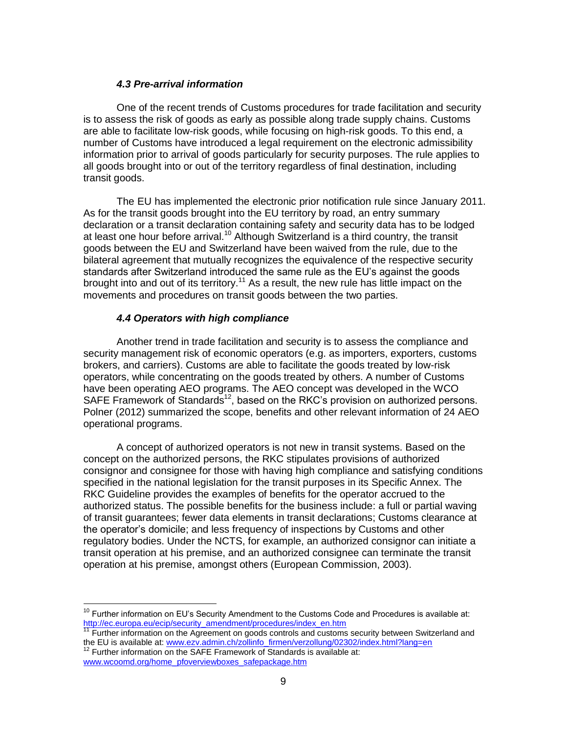### *4.3 Pre-arrival information*

One of the recent trends of Customs procedures for trade facilitation and security is to assess the risk of goods as early as possible along trade supply chains. Customs are able to facilitate low-risk goods, while focusing on high-risk goods. To this end, a number of Customs have introduced a legal requirement on the electronic admissibility information prior to arrival of goods particularly for security purposes. The rule applies to all goods brought into or out of the territory regardless of final destination, including transit goods.

The EU has implemented the electronic prior notification rule since January 2011. As for the transit goods brought into the EU territory by road, an entry summary declaration or a transit declaration containing safety and security data has to be lodged at least one hour before arrival.[10] Although Switzerland is a third country, the transit goods between the EU and Switzerland have been waived from the rule, due to the bilateral agreement that mutually recognizes the equivalence of the respective security standards after Switzerland introduced the same rule as the EU's against the goods brought into and out of its territory.[11] As a result, the new rule has little impact on the movements and procedures on transit goods between the two parties.

### *4.4 Operators with high compliance*

Another trend in trade facilitation and security is to assess the compliance and security management risk of economic operators (e.g. as importers, exporters, customs brokers, and carriers). Customs are able to facilitate the goods treated by low-risk operators, while concentrating on the goods treated by others. A number of Customs have been operating AEO programs. The AEO concept was developed in the WCO SAFE Framework of Standards[12], based on the RKC's provision on authorized persons. Polner (2012) summarized the scope, benefits and other relevant information of 24 AEO operational programs.

A concept of authorized operators is not new in transit systems. Based on the concept on the authorized persons, the RKC stipulates provisions of authorized consignor and consignee for those with having high compliance and satisfying conditions specified in the national legislation for the transit purposes in its Specific Annex. The RKC Guideline provides the examples of benefits for the operator accrued to the authorized status. The possible benefits for the business include: a full or partial waving of transit guarantees; fewer data elements in transit declarations; Customs clearance at the operator's domicile; and less frequency of inspections by Customs and other regulatory bodies. Under the NCTS, for example, an authorized consignor can initiate a transit operation at his premise, and an authorized consignee can terminate the transit operation at his premise, amongst others (European Commission, 2003).

---

[10] Further information on EU's Security Amendment to the Customs Code and Procedures is available at: http://ec.europa.eu/ecip/security_amendment/procedures/index_en.htm

[11] Further information on the Agreement on goods controls and customs security between Switzerland and the EU is available at: www.ezv.admin.ch/zollinfo_firmen/verzollung/02302/index.html?lang=en

[12] Further information on the SAFE Framework of Standards is available at: www.wcoomd.org/home_pfoverviewboxes_safepackage.htm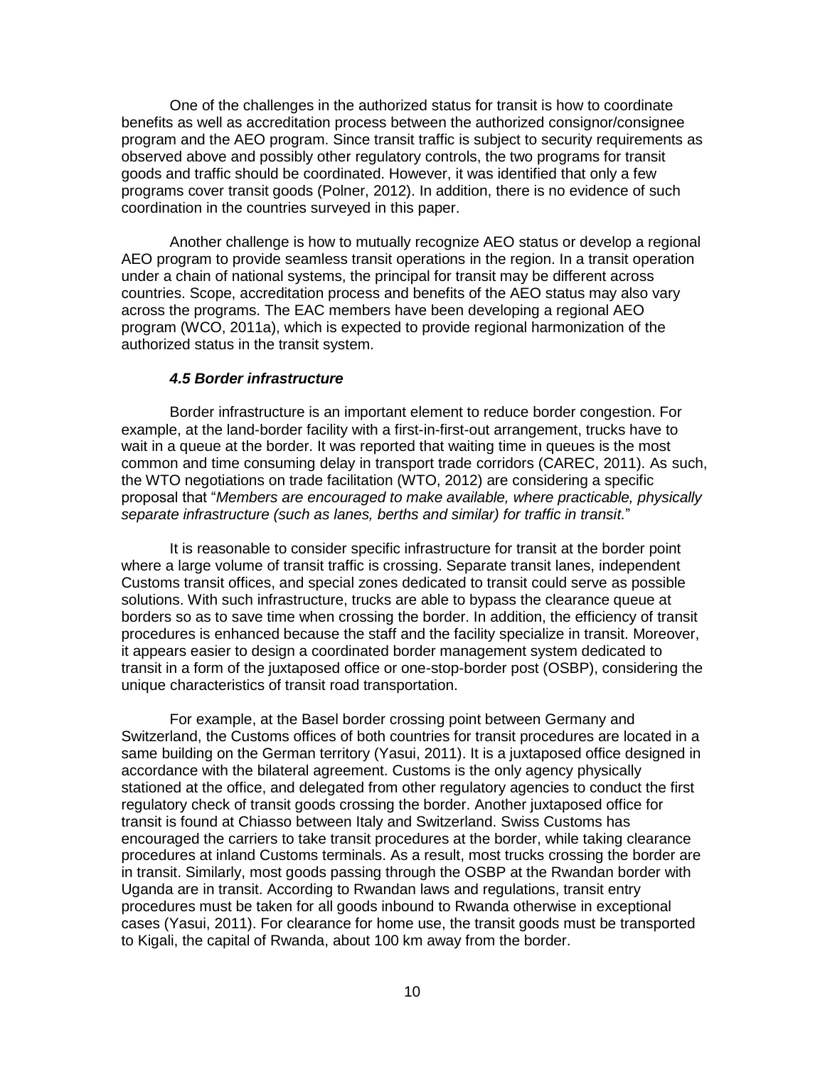One of the challenges in the authorized status for transit is how to coordinate benefits as well as accreditation process between the authorized consignor/consignee program and the AEO program. Since transit traffic is subject to security requirements as observed above and possibly other regulatory controls, the two programs for transit goods and traffic should be coordinated. However, it was identified that only a few programs cover transit goods (Polner, 2012). In addition, there is no evidence of such coordination in the countries surveyed in this paper.

Another challenge is how to mutually recognize AEO status or develop a regional AEO program to provide seamless transit operations in the region. In a transit operation under a chain of national systems, the principal for transit may be different across countries. Scope, accreditation process and benefits of the AEO status may also vary across the programs. The EAC members have been developing a regional AEO program (WCO, 2011a), which is expected to provide regional harmonization of the authorized status in the transit system.

### *4.5 Border infrastructure*

Border infrastructure is an important element to reduce border congestion. For example, at the land-border facility with a first-in-first-out arrangement, trucks have to wait in a queue at the border. It was reported that waiting time in queues is the most common and time consuming delay in transport trade corridors (CAREC, 2011). As such, the WTO negotiations on trade facilitation (WTO, 2012) are considering a specific proposal that "*Members are encouraged to make available, where practicable, physically separate infrastructure (such as lanes, berths and similar) for traffic in transit.*"

It is reasonable to consider specific infrastructure for transit at the border point where a large volume of transit traffic is crossing. Separate transit lanes, independent Customs transit offices, and special zones dedicated to transit could serve as possible solutions. With such infrastructure, trucks are able to bypass the clearance queue at borders so as to save time when crossing the border. In addition, the efficiency of transit procedures is enhanced because the staff and the facility specialize in transit. Moreover, it appears easier to design a coordinated border management system dedicated to transit in a form of the juxtaposed office or one-stop-border post (OSBP), considering the unique characteristics of transit road transportation.

For example, at the Basel border crossing point between Germany and Switzerland, the Customs offices of both countries for transit procedures are located in a same building on the German territory (Yasui, 2011). It is a juxtaposed office designed in accordance with the bilateral agreement. Customs is the only agency physically stationed at the office, and delegated from other regulatory agencies to conduct the first regulatory check of transit goods crossing the border. Another juxtaposed office for transit is found at Chiasso between Italy and Switzerland. Swiss Customs has encouraged the carriers to take transit procedures at the border, while taking clearance procedures at inland Customs terminals. As a result, most trucks crossing the border are in transit. Similarly, most goods passing through the OSBP at the Rwandan border with Uganda are in transit. According to Rwandan laws and regulations, transit entry procedures must be taken for all goods inbound to Rwanda otherwise in exceptional cases (Yasui, 2011). For clearance for home use, the transit goods must be transported to Kigali, the capital of Rwanda, about 100 km away from the border.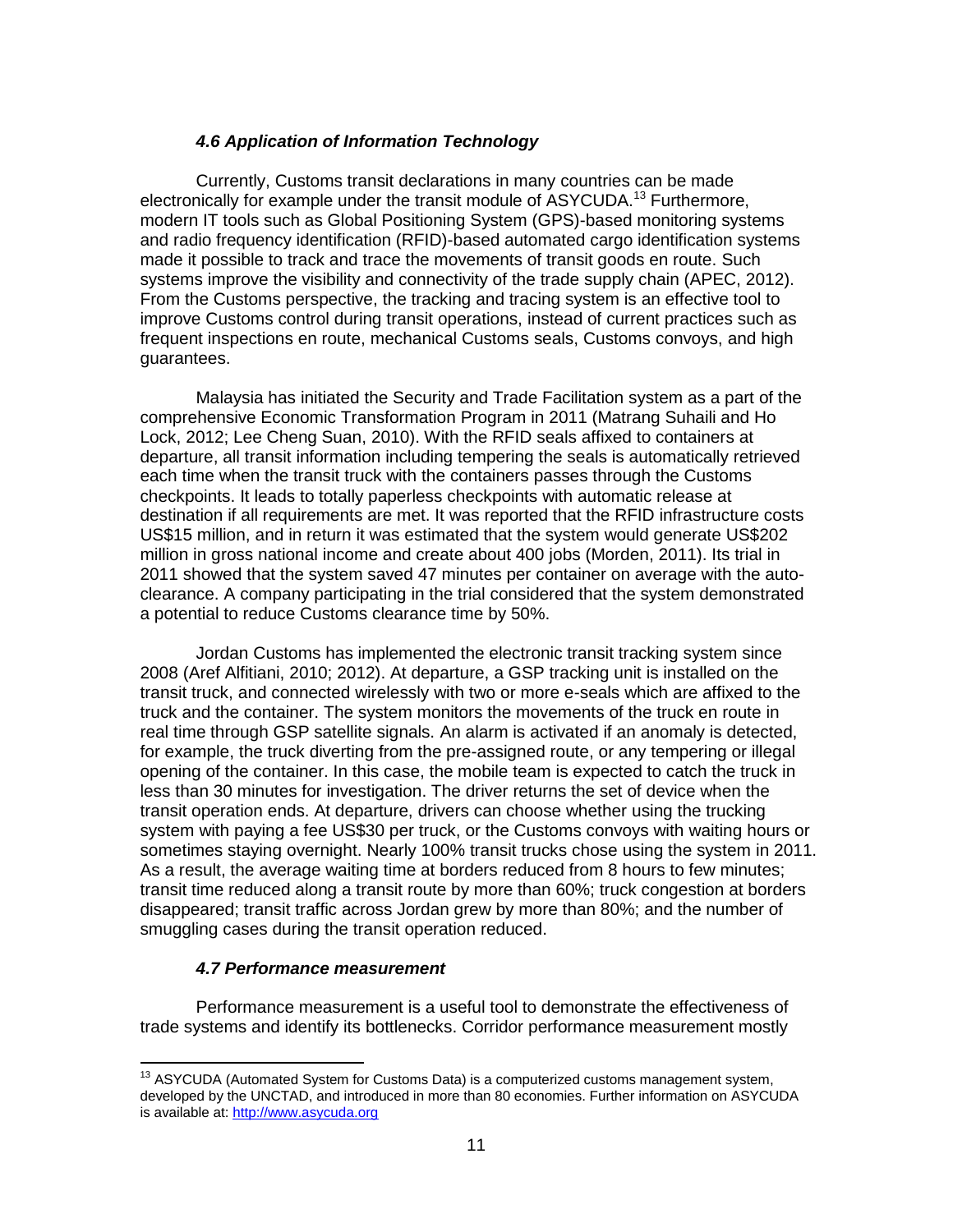### *4.6 Application of Information Technology*

Currently, Customs transit declarations in many countries can be made electronically for example under the transit module of ASYCUDA.[13] Furthermore, modern IT tools such as Global Positioning System (GPS)-based monitoring systems and radio frequency identification (RFID)-based automated cargo identification systems made it possible to track and trace the movements of transit goods en route. Such systems improve the visibility and connectivity of the trade supply chain (APEC, 2012). From the Customs perspective, the tracking and tracing system is an effective tool to improve Customs control during transit operations, instead of current practices such as frequent inspections en route, mechanical Customs seals, Customs convoys, and high guarantees.

Malaysia has initiated the Security and Trade Facilitation system as a part of the comprehensive Economic Transformation Program in 2011 (Matrang Suhaili and Ho Lock, 2012; Lee Cheng Suan, 2010). With the RFID seals affixed to containers at departure, all transit information including tempering the seals is automatically retrieved each time when the transit truck with the containers passes through the Customs checkpoints. It leads to totally paperless checkpoints with automatic release at destination if all requirements are met. It was reported that the RFID infrastructure costs US$15 million, and in return it was estimated that the system would generate US$202 million in gross national income and create about 400 jobs (Morden, 2011). Its trial in 2011 showed that the system saved 47 minutes per container on average with the auto-clearance. A company participating in the trial considered that the system demonstrated a potential to reduce Customs clearance time by 50%.

Jordan Customs has implemented the electronic transit tracking system since 2008 (Aref Alfitiani, 2010; 2012). At departure, a GSP tracking unit is installed on the transit truck, and connected wirelessly with two or more e-seals which are affixed to the truck and the container. The system monitors the movements of the truck en route in real time through GSP satellite signals. An alarm is activated if an anomaly is detected, for example, the truck diverting from the pre-assigned route, or any tempering or illegal opening of the container. In this case, the mobile team is expected to catch the truck in less than 30 minutes for investigation. The driver returns the set of device when the transit operation ends. At departure, drivers can choose whether using the trucking system with paying a fee US$30 per truck, or the Customs convoys with waiting hours or sometimes staying overnight. Nearly 100% transit trucks chose using the system in 2011. As a result, the average waiting time at borders reduced from 8 hours to few minutes; transit time reduced along a transit route by more than 60%; truck congestion at borders disappeared; transit traffic across Jordan grew by more than 80%; and the number of smuggling cases during the transit operation reduced.

### *4.7 Performance measurement*

Performance measurement is a useful tool to demonstrate the effectiveness of trade systems and identify its bottlenecks. Corridor performance measurement mostly

---

[13] ASYCUDA (Automated System for Customs Data) is a computerized customs management system, developed by the UNCTAD, and introduced in more than 80 economies. Further information on ASYCUDA is available at: http://www.asycuda.org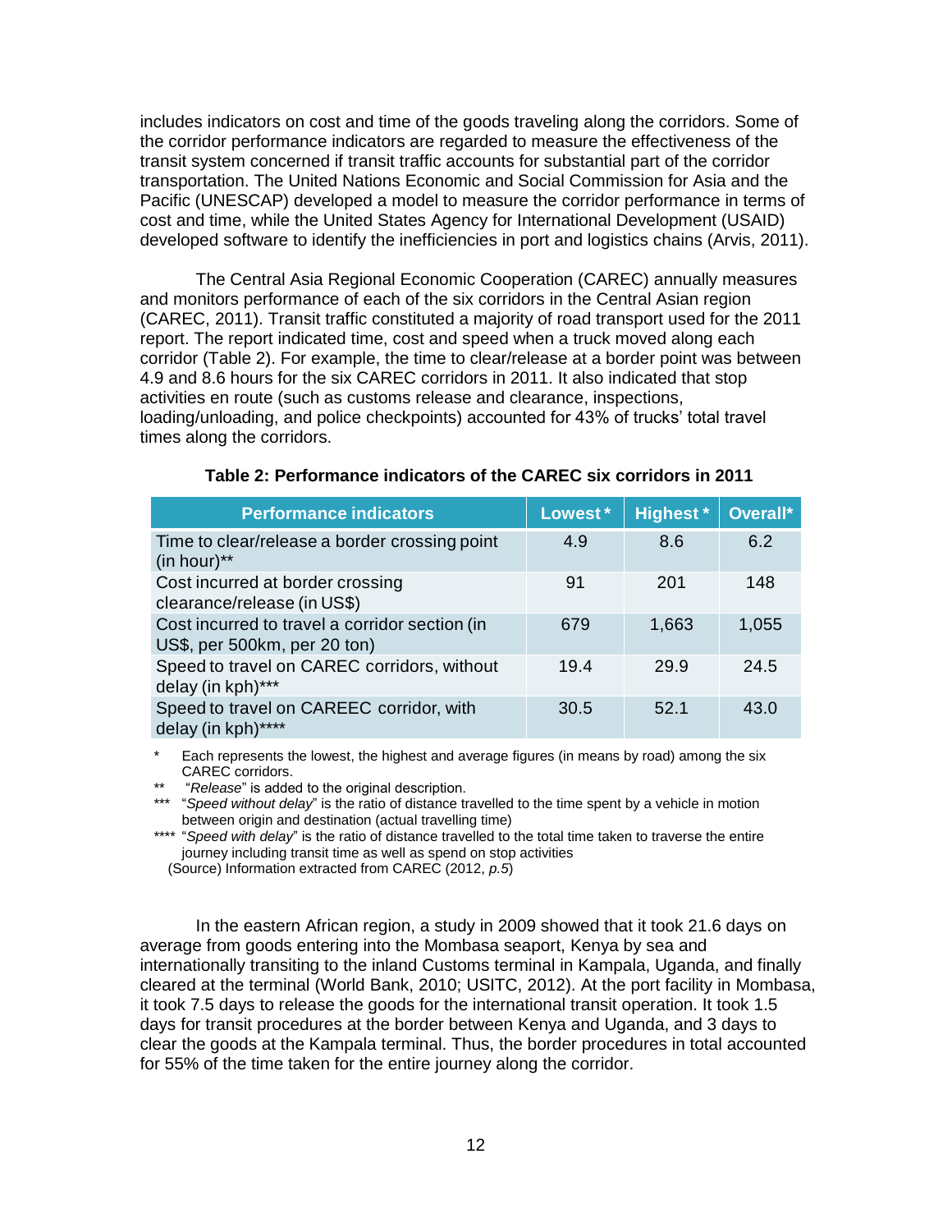includes indicators on cost and time of the goods traveling along the corridors. Some of the corridor performance indicators are regarded to measure the effectiveness of the transit system concerned if transit traffic accounts for substantial part of the corridor transportation. The United Nations Economic and Social Commission for Asia and the Pacific (UNESCAP) developed a model to measure the corridor performance in terms of cost and time, while the United States Agency for International Development (USAID) developed software to identify the inefficiencies in port and logistics chains (Arvis, 2011).

The Central Asia Regional Economic Cooperation (CAREC) annually measures and monitors performance of each of the six corridors in the Central Asian region (CAREC, 2011). Transit traffic constituted a majority of road transport used for the 2011 report. The report indicated time, cost and speed when a truck moved along each corridor (Table 2). For example, the time to clear/release at a border point was between 4.9 and 8.6 hours for the six CAREC corridors in 2011. It also indicated that stop activities en route (such as customs release and clearance, inspections, loading/unloading, and police checkpoints) accounted for 43% of trucks' total travel times along the corridors.

**Table 2: Performance indicators of the CAREC six corridors in 2011**

| Performance indicators | Lowest* | Highest* | Overall* |
|---|---|---|---|
| Time to clear/release a border crossing point (in hour)** | 4.9 | 8.6 | 6.2 |
| Cost incurred at border crossing clearance/release (in US$) | 91 | 201 | 148 |
| Cost incurred to travel a corridor section (in US$, per 500km, per 20 ton) | 679 | 1,663 | 1,055 |
| Speed to travel on CAREC corridors, without delay (in kph)*** | 19.4 | 29.9 | 24.5 |
| Speed to travel on CAREEC corridor, with delay (in kph)**** | 30.5 | 52.1 | 43.0 |

\* Each represents the lowest, the highest and average figures (in means by road) among the six CAREC corridors.

** "*Release*" is added to the original description.

*** "*Speed without delay*" is the ratio of distance travelled to the time spent by a vehicle in motion between origin and destination (actual travelling time)

**** "*Speed with delay*" is the ratio of distance travelled to the total time taken to traverse the entire journey including transit time as well as spend on stop activities

(Source) Information extracted from CAREC (2012, *p.5*)

In the eastern African region, a study in 2009 showed that it took 21.6 days on average from goods entering into the Mombasa seaport, Kenya by sea and internationally transiting to the inland Customs terminal in Kampala, Uganda, and finally cleared at the terminal (World Bank, 2010; USITC, 2012). At the port facility in Mombasa, it took 7.5 days to release the goods for the international transit operation. It took 1.5 days for transit procedures at the border between Kenya and Uganda, and 3 days to clear the goods at the Kampala terminal. Thus, the border procedures in total accounted for 55% of the time taken for the entire journey along the corridor.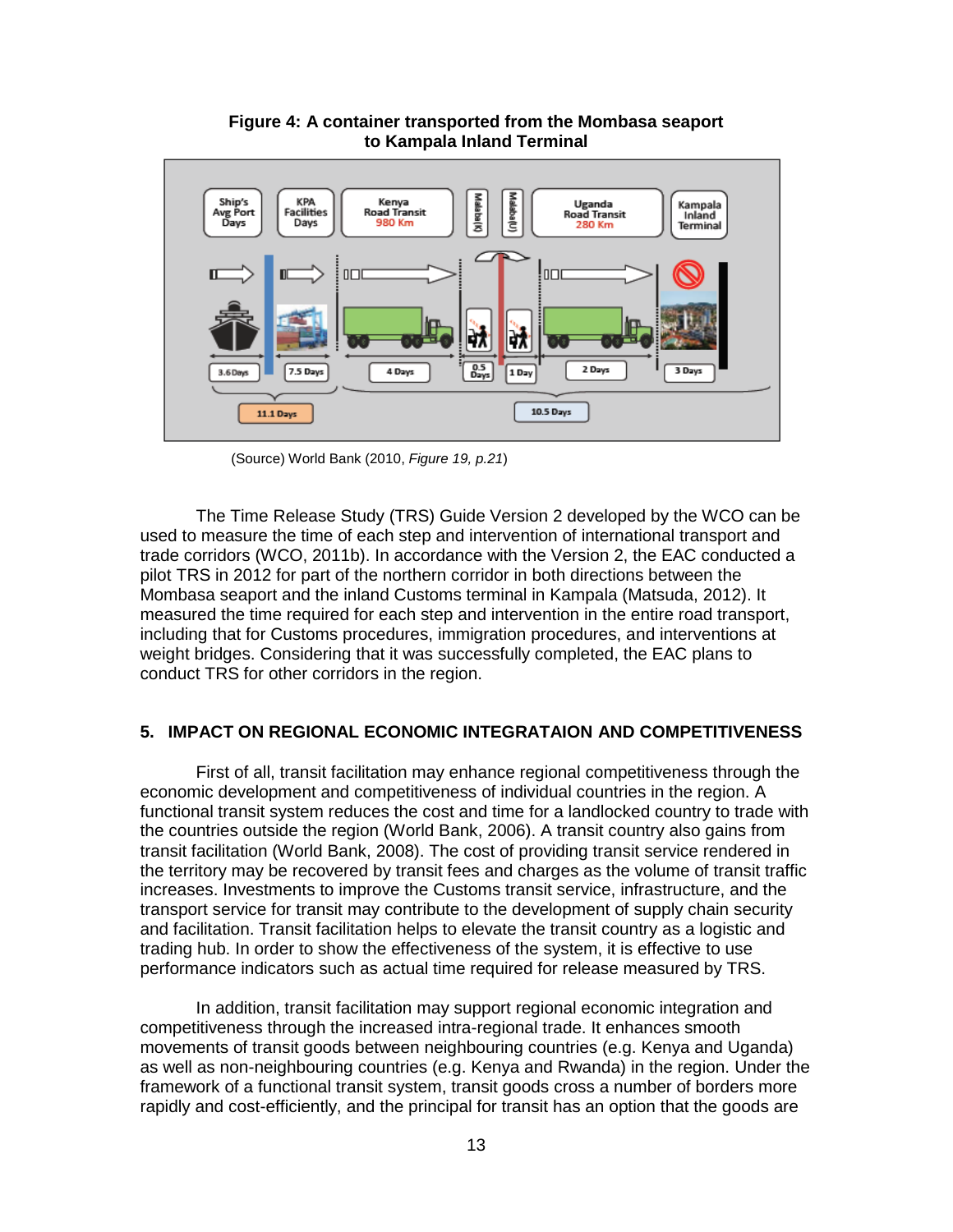**Figure 4: A container transported from the Mombasa seaport to Kampala Inland Terminal**

(Source) World Bank (2010, *Figure 19, p.21*)

The Time Release Study (TRS) Guide Version 2 developed by the WCO can be used to measure the time of each step and intervention of international transport and trade corridors (WCO, 2011b). In accordance with the Version 2, the EAC conducted a pilot TRS in 2012 for part of the northern corridor in both directions between the Mombasa seaport and the inland Customs terminal in Kampala (Matsuda, 2012). It measured the time required for each step and intervention in the entire road transport, including that for Customs procedures, immigration procedures, and interventions at weight bridges. Considering that it was successfully completed, the EAC plans to conduct TRS for other corridors in the region.

## 5. IMPACT ON REGIONAL ECONOMIC INTEGRATAION AND COMPETITIVENESS

First of all, transit facilitation may enhance regional competitiveness through the economic development and competitiveness of individual countries in the region. A functional transit system reduces the cost and time for a landlocked country to trade with the countries outside the region (World Bank, 2006). A transit country also gains from transit facilitation (World Bank, 2008). The cost of providing transit service rendered in the territory may be recovered by transit fees and charges as the volume of transit traffic increases. Investments to improve the Customs transit service, infrastructure, and the transport service for transit may contribute to the development of supply chain security and facilitation. Transit facilitation helps to elevate the transit country as a logistic and trading hub. In order to show the effectiveness of the system, it is effective to use performance indicators such as actual time required for release measured by TRS.

In addition, transit facilitation may support regional economic integration and competitiveness through the increased intra-regional trade. It enhances smooth movements of transit goods between neighbouring countries (e.g. Kenya and Uganda) as well as non-neighbouring countries (e.g. Kenya and Rwanda) in the region. Under the framework of a functional transit system, transit goods cross a number of borders more rapidly and cost-efficiently, and the principal for transit has an option that the goods are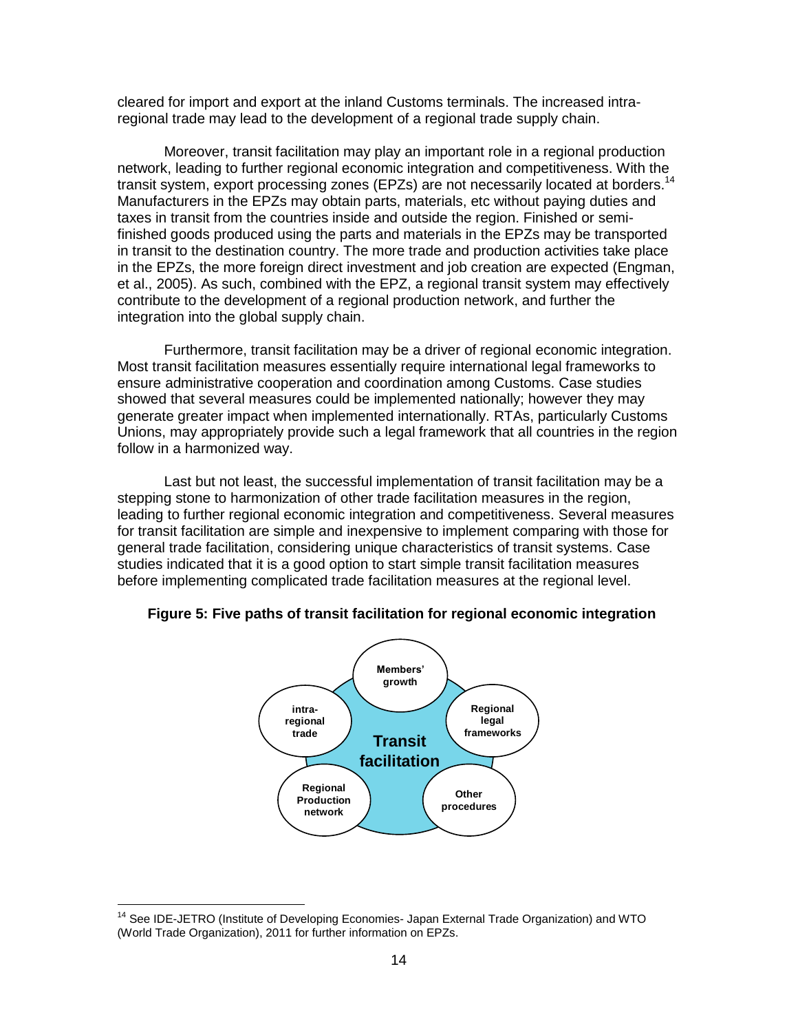cleared for import and export at the inland Customs terminals. The increased intra-regional trade may lead to the development of a regional trade supply chain.

Moreover, transit facilitation may play an important role in a regional production network, leading to further regional economic integration and competitiveness. With the transit system, export processing zones (EPZs) are not necessarily located at borders.[14] Manufacturers in the EPZs may obtain parts, materials, etc without paying duties and taxes in transit from the countries inside and outside the region. Finished or semi-finished goods produced using the parts and materials in the EPZs may be transported in transit to the destination country. The more trade and production activities take place in the EPZs, the more foreign direct investment and job creation are expected (Engman, et al., 2005). As such, combined with the EPZ, a regional transit system may effectively contribute to the development of a regional production network, and further the integration into the global supply chain.

Furthermore, transit facilitation may be a driver of regional economic integration. Most transit facilitation measures essentially require international legal frameworks to ensure administrative cooperation and coordination among Customs. Case studies showed that several measures could be implemented nationally; however they may generate greater impact when implemented internationally. RTAs, particularly Customs Unions, may appropriately provide such a legal framework that all countries in the region follow in a harmonized way.

Last but not least, the successful implementation of transit facilitation may be a stepping stone to harmonization of other trade facilitation measures in the region, leading to further regional economic integration and competitiveness. Several measures for transit facilitation are simple and inexpensive to implement comparing with those for general trade facilitation, considering unique characteristics of transit systems. Case studies indicated that it is a good option to start simple transit facilitation measures before implementing complicated trade facilitation measures at the regional level.

**Figure 5: Five paths of transit facilitation for regional economic integration**

Transit facilitation

Members' growth

Regional legal frameworks

Other procedures

Regional Production network

intra-regional trade

[14] See IDE-JETRO (Institute of Developing Economies- Japan External Trade Organization) and WTO (World Trade Organization), 2011 for further information on EPZs.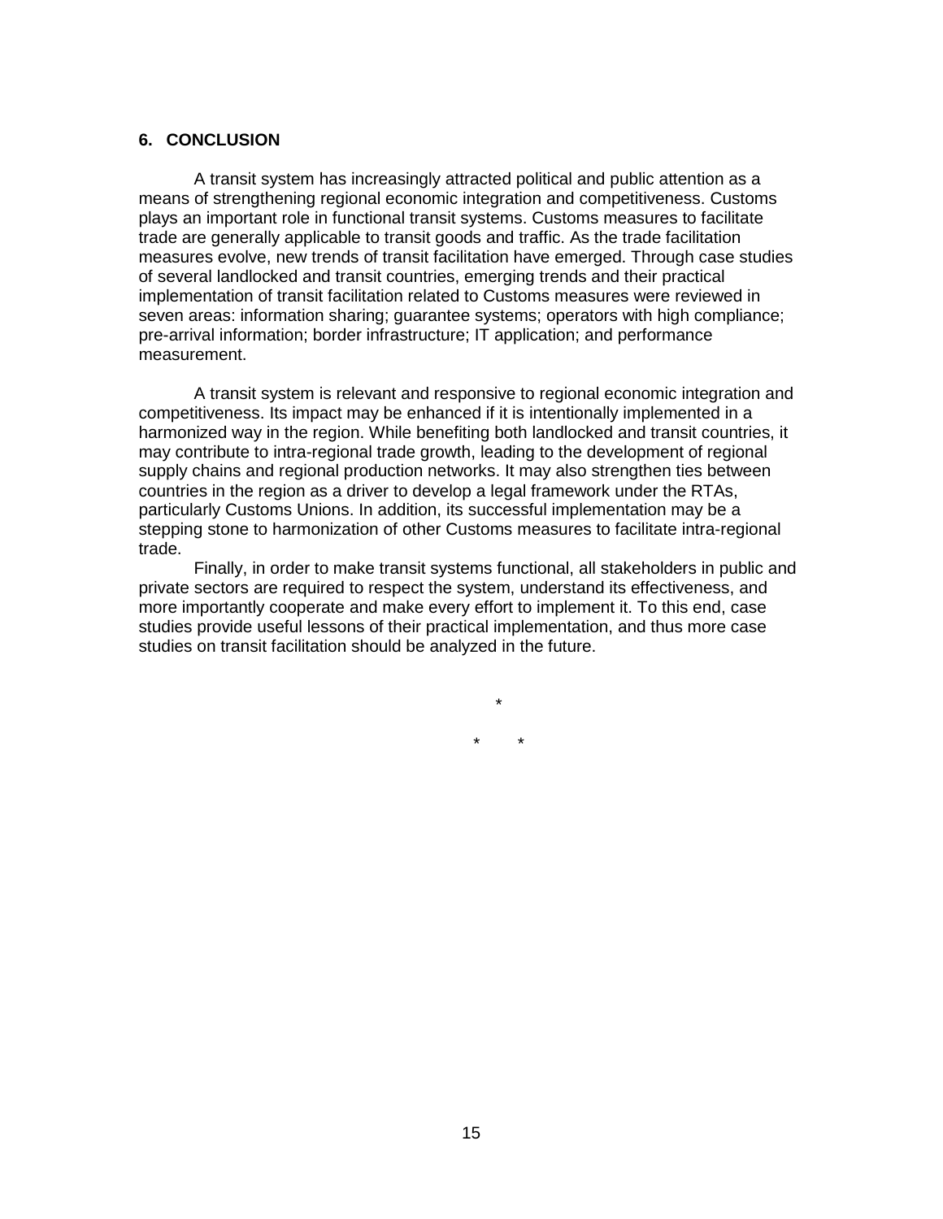## 6. CONCLUSION

A transit system has increasingly attracted political and public attention as a means of strengthening regional economic integration and competitiveness. Customs plays an important role in functional transit systems. Customs measures to facilitate trade are generally applicable to transit goods and traffic. As the trade facilitation measures evolve, new trends of transit facilitation have emerged. Through case studies of several landlocked and transit countries, emerging trends and their practical implementation of transit facilitation related to Customs measures were reviewed in seven areas: information sharing; guarantee systems; operators with high compliance; pre-arrival information; border infrastructure; IT application; and performance measurement.

A transit system is relevant and responsive to regional economic integration and competitiveness. Its impact may be enhanced if it is intentionally implemented in a harmonized way in the region. While benefiting both landlocked and transit countries, it may contribute to intra-regional trade growth, leading to the development of regional supply chains and regional production networks. It may also strengthen ties between countries in the region as a driver to develop a legal framework under the RTAs, particularly Customs Unions. In addition, its successful implementation may be a stepping stone to harmonization of other Customs measures to facilitate intra-regional trade.

Finally, in order to make transit systems functional, all stakeholders in public and private sectors are required to respect the system, understand its effectiveness, and more importantly cooperate and make every effort to implement it. To this end, case studies provide useful lessons of their practical implementation, and thus more case studies on transit facilitation should be analyzed in the future.

*

\* \*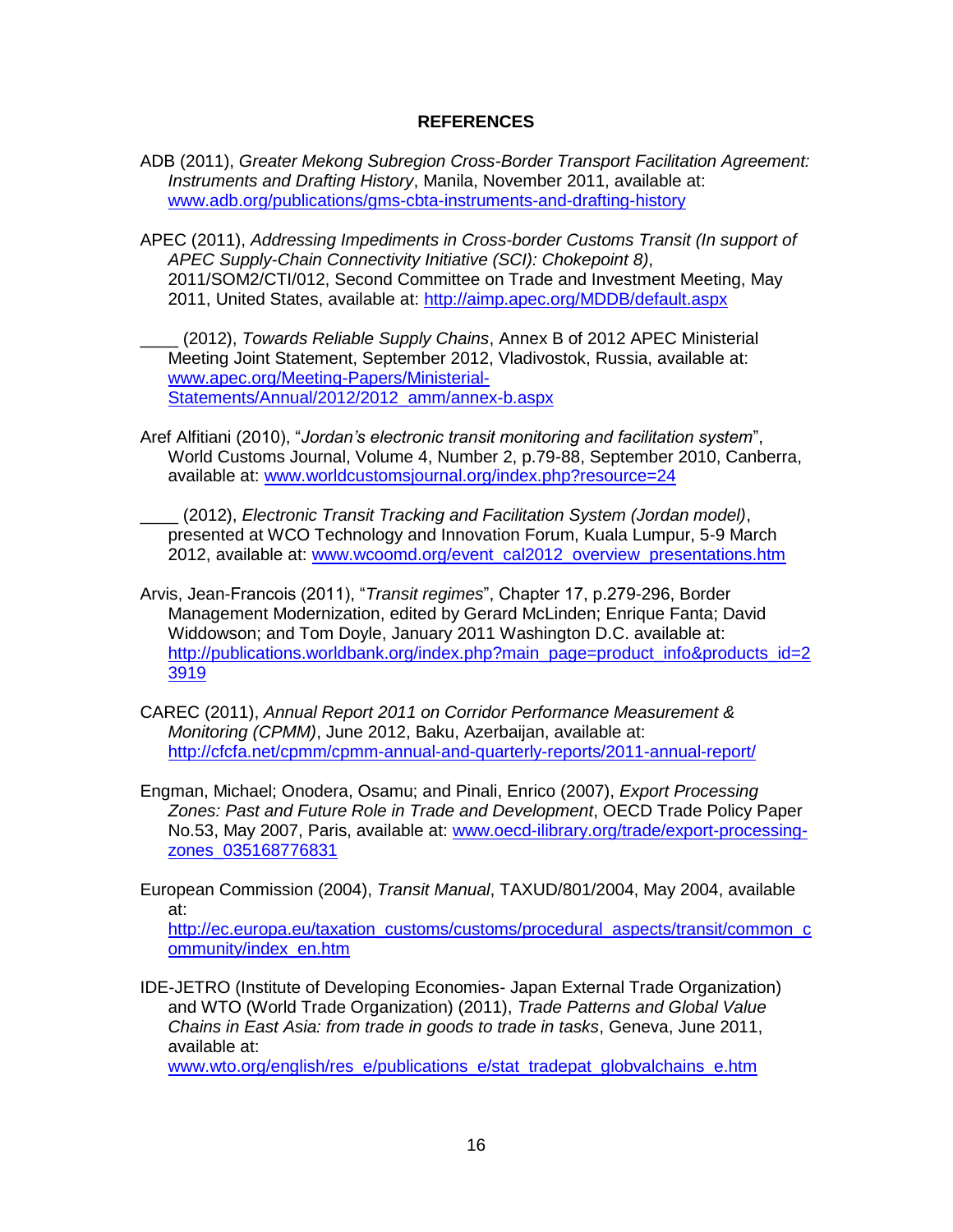# REFERENCES

ADB (2011), *Greater Mekong Subregion Cross-Border Transport Facilitation Agreement: Instruments and Drafting History*, Manila, November 2011, available at: www.adb.org/publications/gms-cbta-instruments-and-drafting-history

APEC (2011), *Addressing Impediments in Cross-border Customs Transit (In support of APEC Supply-Chain Connectivity Initiative (SCI): Chokepoint 8)*, 2011/SOM2/CTI/012, Second Committee on Trade and Investment Meeting, May 2011, United States, available at: http://aimp.apec.org/MDDB/default.aspx

____ (2012), *Towards Reliable Supply Chains*, Annex B of 2012 APEC Ministerial Meeting Joint Statement, September 2012, Vladivostok, Russia, available at: www.apec.org/Meeting-Papers/Ministerial-Statements/Annual/2012/2012_amm/annex-b.aspx

Aref Alfitiani (2010), "*Jordan's electronic transit monitoring and facilitation system*", World Customs Journal, Volume 4, Number 2, p.79-88, September 2010, Canberra, available at: www.worldcustomsjournal.org/index.php?resource=24

____ (2012), *Electronic Transit Tracking and Facilitation System (Jordan model)*, presented at WCO Technology and Innovation Forum, Kuala Lumpur, 5-9 March 2012, available at: www.wcoomd.org/event_cal2012_overview_presentations.htm

Arvis, Jean-Francois (2011), "*Transit regimes*", Chapter 17, p.279-296, Border Management Modernization, edited by Gerard McLinden; Enrique Fanta; David Widdowson; and Tom Doyle, January 2011 Washington D.C. available at: http://publications.worldbank.org/index.php?main_page=product_info&products_id=23919

CAREC (2011), *Annual Report 2011 on Corridor Performance Measurement & Monitoring (CPMM)*, June 2012, Baku, Azerbaijan, available at: http://cfcfa.net/cpmm/cpmm-annual-and-quarterly-reports/2011-annual-report/

Engman, Michael; Onodera, Osamu; and Pinali, Enrico (2007), *Export Processing Zones: Past and Future Role in Trade and Development*, OECD Trade Policy Paper No.53, May 2007, Paris, available at: www.oecd-ilibrary.org/trade/export-processing-zones_035168776831

European Commission (2004), *Transit Manual*, TAXUD/801/2004, May 2004, available at: http://ec.europa.eu/taxation_customs/customs/procedural_aspects/transit/common_community/index_en.htm

IDE-JETRO (Institute of Developing Economies- Japan External Trade Organization) and WTO (World Trade Organization) (2011), *Trade Patterns and Global Value Chains in East Asia: from trade in goods to trade in tasks*, Geneva, June 2011, available at: www.wto.org/english/res_e/publications_e/stat_tradepat_globvalchains_e.htm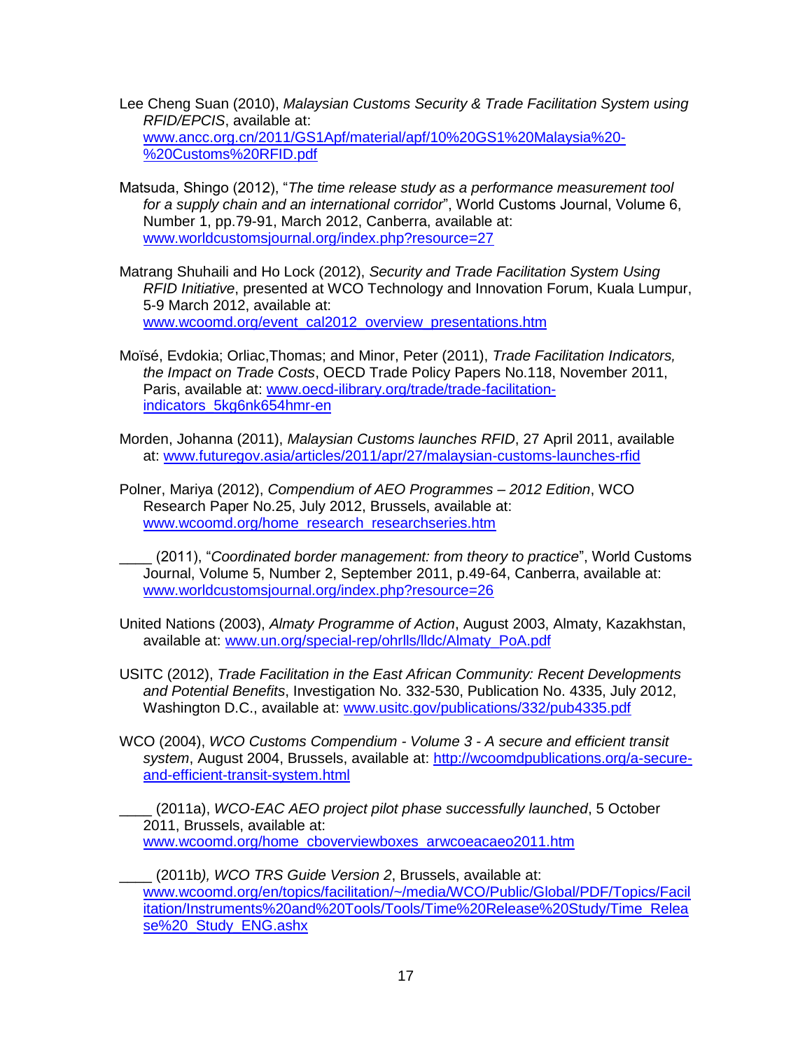Lee Cheng Suan (2010), *Malaysian Customs Security & Trade Facilitation System using RFID/EPCIS*, available at: www.ancc.org.cn/2011/GS1Apf/material/apf/10%20GS1%20Malaysia%20-%20Customs%20RFID.pdf

Matsuda, Shingo (2012), "*The time release study as a performance measurement tool for a supply chain and an international corridor*", World Customs Journal, Volume 6, Number 1, pp.79-91, March 2012, Canberra, available at: www.worldcustomsjournal.org/index.php?resource=27

Matrang Shuhaili and Ho Lock (2012), *Security and Trade Facilitation System Using RFID Initiative*, presented at WCO Technology and Innovation Forum, Kuala Lumpur, 5-9 March 2012, available at: www.wcoomd.org/event_cal2012_overview_presentations.htm

Moïsé, Evdokia; Orliac,Thomas; and Minor, Peter (2011), *Trade Facilitation Indicators, the Impact on Trade Costs*, OECD Trade Policy Papers No.118, November 2011, Paris, available at: www.oecd-ilibrary.org/trade/trade-facilitation-indicators_5kg6nk654hmr-en

Morden, Johanna (2011), *Malaysian Customs launches RFID*, 27 April 2011, available at: www.futuregov.asia/articles/2011/apr/27/malaysian-customs-launches-rfid

Polner, Mariya (2012), *Compendium of AEO Programmes – 2012 Edition*, WCO Research Paper No.25, July 2012, Brussels, available at: www.wcoomd.org/home_research_researchseries.htm

____ (2011), "*Coordinated border management: from theory to practice*", World Customs Journal, Volume 5, Number 2, September 2011, p.49-64, Canberra, available at: www.worldcustomsjournal.org/index.php?resource=26

United Nations (2003), *Almaty Programme of Action*, August 2003, Almaty, Kazakhstan, available at: www.un.org/special-rep/ohrlls/lldc/Almaty_PoA.pdf

USITC (2012), *Trade Facilitation in the East African Community: Recent Developments and Potential Benefits*, Investigation No. 332-530, Publication No. 4335, July 2012, Washington D.C., available at: www.usitc.gov/publications/332/pub4335.pdf

WCO (2004), *WCO Customs Compendium - Volume 3 - A secure and efficient transit system*, August 2004, Brussels, available at: http://wcoomdpublications.org/a-secure-and-efficient-transit-system.html

____ (2011a), *WCO-EAC AEO project pilot phase successfully launched*, 5 October 2011, Brussels, available at: www.wcoomd.org/home_cboverviewboxes_arwcoeacaeo2011.htm

____ (2011b*), WCO TRS Guide Version 2*, Brussels, available at: www.wcoomd.org/en/topics/facilitation/~/media/WCO/Public/Global/PDF/Topics/Facilitation/Instruments%20and%20Tools/Tools/Time%20Release%20Study/Time_Release%20_Study_ENG.ashx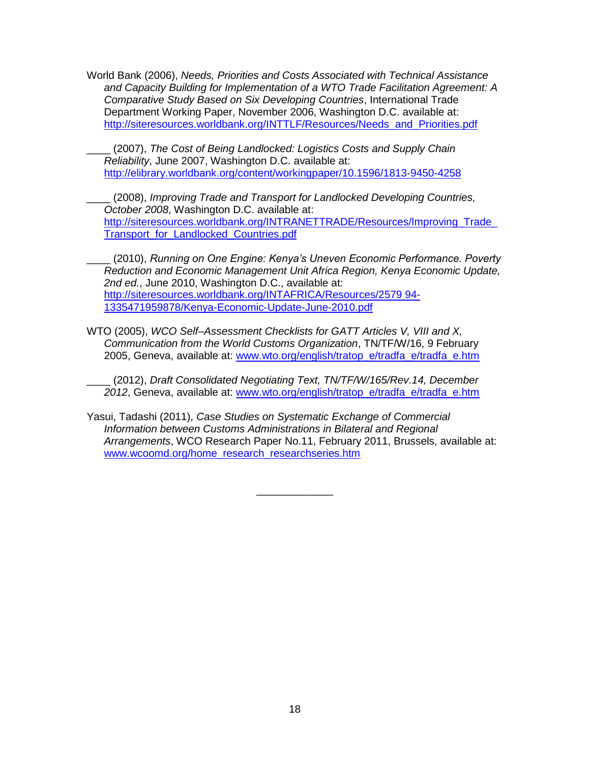World Bank (2006), *Needs, Priorities and Costs Associated with Technical Assistance and Capacity Building for Implementation of a WTO Trade Facilitation Agreement: A Comparative Study Based on Six Developing Countries*, International Trade Department Working Paper, November 2006, Washington D.C. available at: http://siteresources.worldbank.org/INTTLF/Resources/Needs_and_Priorities.pdf

____ (2007), *The Cost of Being Landlocked: Logistics Costs and Supply Chain Reliability*, June 2007, Washington D.C. available at: http://elibrary.worldbank.org/content/workingpaper/10.1596/1813-9450-4258

____ (2008), *Improving Trade and Transport for Landlocked Developing Countries, October 2008*, Washington D.C. available at: http://siteresources.worldbank.org/INTRANETTRADE/Resources/Improving_Trade_Transport_for_Landlocked_Countries.pdf

____ (2010), *Running on One Engine: Kenya's Uneven Economic Performance. Poverty Reduction and Economic Management Unit Africa Region, Kenya Economic Update, 2nd ed.*, June 2010, Washington D.C., available at: http://siteresources.worldbank.org/INTAFRICA/Resources/2579 94-1335471959878/Kenya-Economic-Update-June-2010.pdf

WTO (2005), *WCO Self–Assessment Checklists for GATT Articles V, VIII and X, Communication from the World Customs Organization*, TN/TF/W/16, 9 February 2005, Geneva, available at: www.wto.org/english/tratop_e/tradfa_e/tradfa_e.htm

____ (2012), *Draft Consolidated Negotiating Text, TN/TF/W/165/Rev.14, December 2012*, Geneva, available at: www.wto.org/english/tratop_e/tradfa_e/tradfa_e.htm

Yasui, Tadashi (2011), *Case Studies on Systematic Exchange of Commercial Information between Customs Administrations in Bilateral and Regional Arrangements*, WCO Research Paper No.11, February 2011, Brussels, available at: www.wcoomd.org/home_research_researchseries.htm

____________